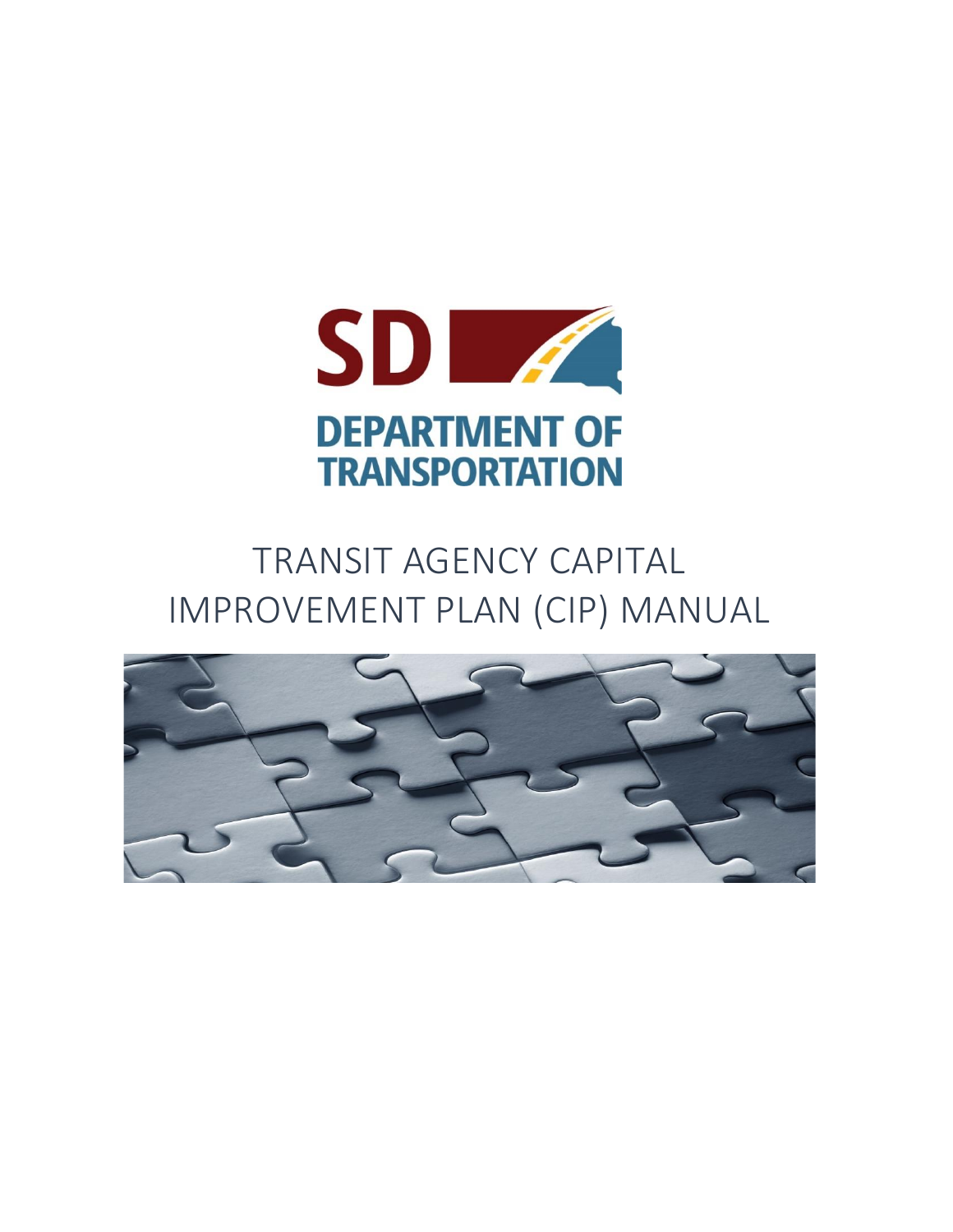SD

DEPARTMENT OF TRANSPORTATION

# TRANSIT AGENCY CAPITAL IMPROVEMENT PLAN (CIP) MANUAL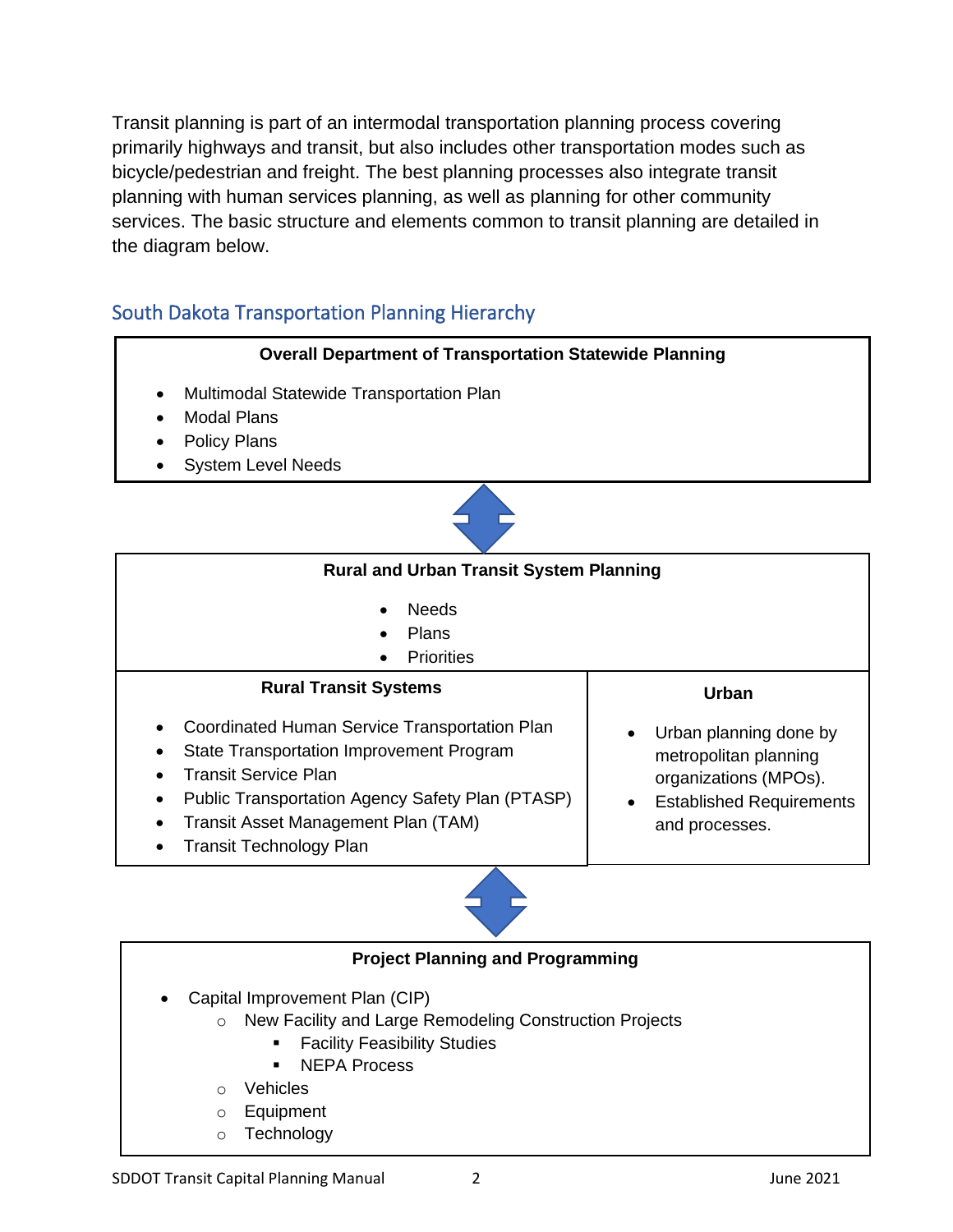Transit planning is part of an intermodal transportation planning process covering primarily highways and transit, but also includes other transportation modes such as bicycle/pedestrian and freight. The best planning processes also integrate transit planning with human services planning, as well as planning for other community services. The basic structure and elements common to transit planning are detailed in the diagram below.

## South Dakota Transportation Planning Hierarchy

**Overall Department of Transportation Statewide Planning**

- Multimodal Statewide Transportation Plan
- Modal Plans
- Policy Plans
- System Level Needs

**Rural and Urban Transit System Planning**

- Needs
- Plans
- Priorities

**Rural Transit Systems**

- Coordinated Human Service Transportation Plan
- State Transportation Improvement Program
- Transit Service Plan
- Public Transportation Agency Safety Plan (PTASP)
- Transit Asset Management Plan (TAM)
- Transit Technology Plan

**Urban**

- Urban planning done by metropolitan planning organizations (MPOs).
- Established Requirements and processes.

**Project Planning and Programming**

- Capital Improvement Plan (CIP)
  - New Facility and Large Remodeling Construction Projects
    - Facility Feasibility Studies
    - NEPA Process
  - Vehicles
  - Equipment
  - Technology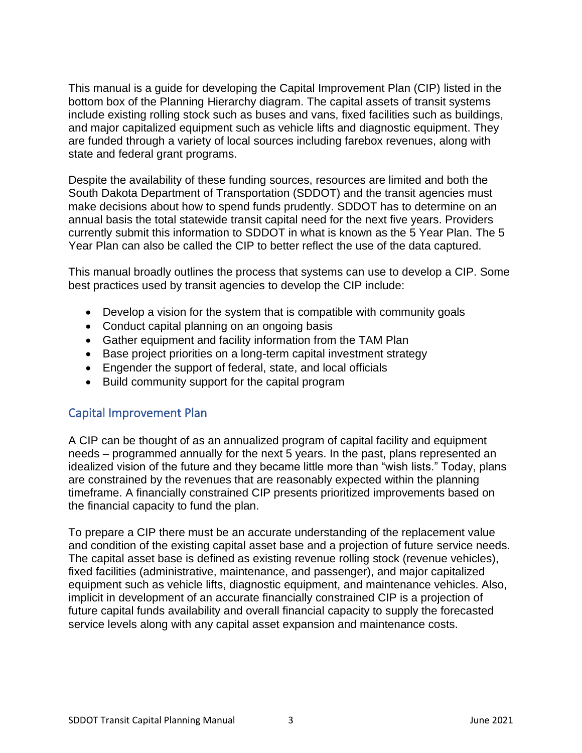This manual is a guide for developing the Capital Improvement Plan (CIP) listed in the bottom box of the Planning Hierarchy diagram. The capital assets of transit systems include existing rolling stock such as buses and vans, fixed facilities such as buildings, and major capitalized equipment such as vehicle lifts and diagnostic equipment. They are funded through a variety of local sources including farebox revenues, along with state and federal grant programs.

Despite the availability of these funding sources, resources are limited and both the South Dakota Department of Transportation (SDDOT) and the transit agencies must make decisions about how to spend funds prudently. SDDOT has to determine on an annual basis the total statewide transit capital need for the next five years. Providers currently submit this information to SDDOT in what is known as the 5 Year Plan. The 5 Year Plan can also be called the CIP to better reflect the use of the data captured.

This manual broadly outlines the process that systems can use to develop a CIP. Some best practices used by transit agencies to develop the CIP include:

- Develop a vision for the system that is compatible with community goals
- Conduct capital planning on an ongoing basis
- Gather equipment and facility information from the TAM Plan
- Base project priorities on a long-term capital investment strategy
- Engender the support of federal, state, and local officials
- Build community support for the capital program

## Capital Improvement Plan

A CIP can be thought of as an annualized program of capital facility and equipment needs – programmed annually for the next 5 years. In the past, plans represented an idealized vision of the future and they became little more than "wish lists." Today, plans are constrained by the revenues that are reasonably expected within the planning timeframe. A financially constrained CIP presents prioritized improvements based on the financial capacity to fund the plan.

To prepare a CIP there must be an accurate understanding of the replacement value and condition of the existing capital asset base and a projection of future service needs. The capital asset base is defined as existing revenue rolling stock (revenue vehicles), fixed facilities (administrative, maintenance, and passenger), and major capitalized equipment such as vehicle lifts, diagnostic equipment, and maintenance vehicles. Also, implicit in development of an accurate financially constrained CIP is a projection of future capital funds availability and overall financial capacity to supply the forecasted service levels along with any capital asset expansion and maintenance costs.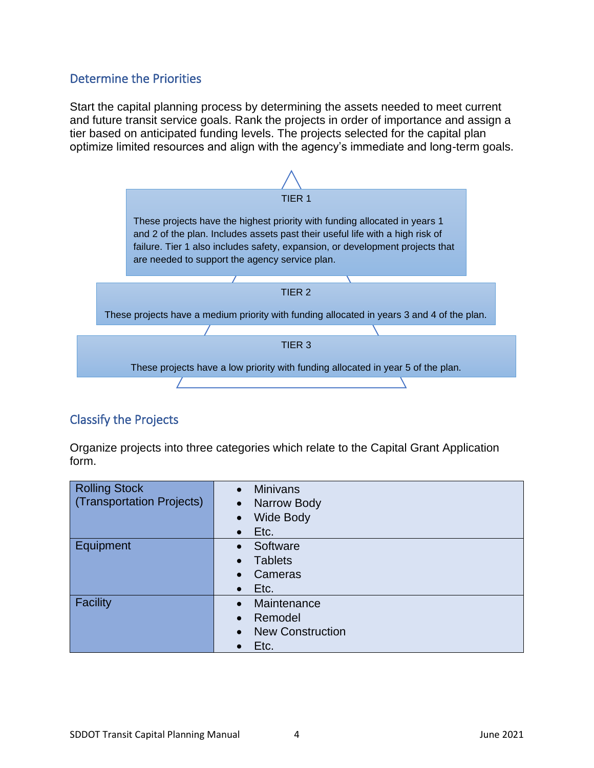## Determine the Priorities

Start the capital planning process by determining the assets needed to meet current and future transit service goals. Rank the projects in order of importance and assign a tier based on anticipated funding levels. The projects selected for the capital plan optimize limited resources and align with the agency's immediate and long-term goals.

**TIER 1**

These projects have the highest priority with funding allocated in years 1 and 2 of the plan. Includes assets past their useful life with a high risk of failure. Tier 1 also includes safety, expansion, or development projects that are needed to support the agency service plan.

**TIER 2**

These projects have a medium priority with funding allocated in years 3 and 4 of the plan.

**TIER 3**

These projects have a low priority with funding allocated in year 5 of the plan.

## Classify the Projects

Organize projects into three categories which relate to the Capital Grant Application form.

| Category | Examples |
|---|---|
| Rolling Stock (Transportation Projects) | • Minivans<br>• Narrow Body<br>• Wide Body<br>• Etc. |
| Equipment | • Software<br>• Tablets<br>• Cameras<br>• Etc. |
| Facility | • Maintenance<br>• Remodel<br>• New Construction<br>• Etc. |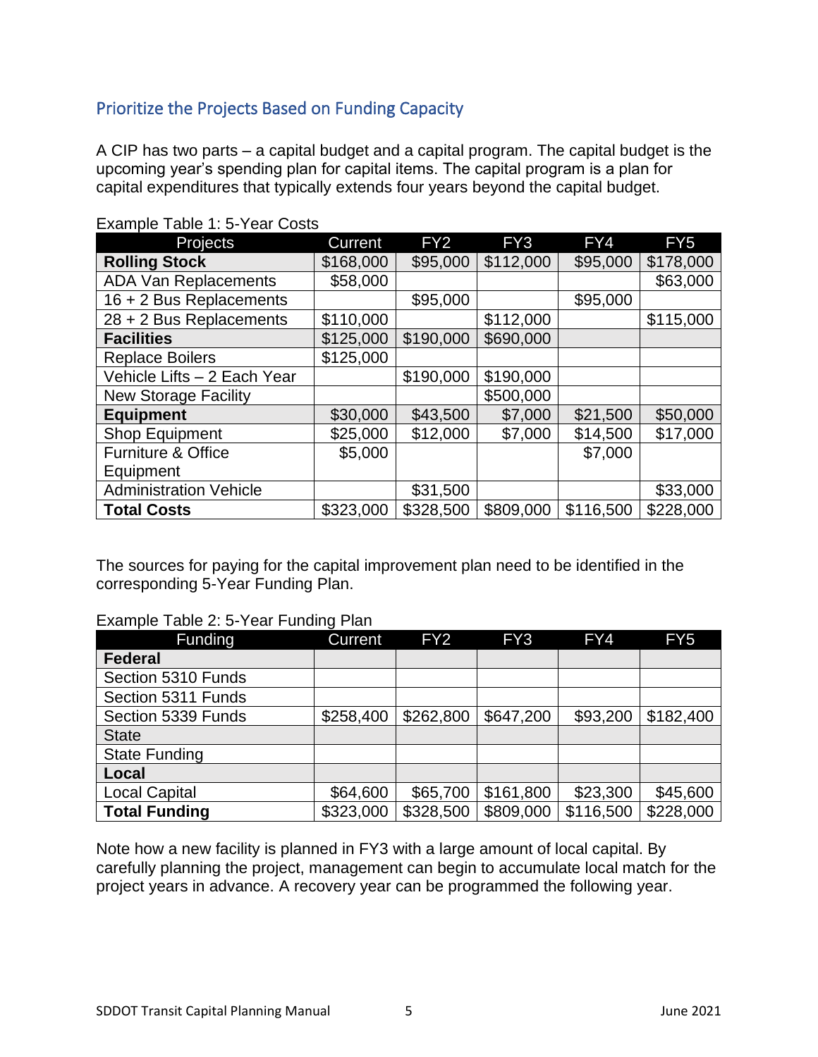## Prioritize the Projects Based on Funding Capacity

A CIP has two parts – a capital budget and a capital program. The capital budget is the upcoming year's spending plan for capital items. The capital program is a plan for capital expenditures that typically extends four years beyond the capital budget.

Example Table 1: 5-Year Costs

| Projects | Current | FY2 | FY3 | FY4 | FY5 |
|---|---|---|---|---|---|
| **Rolling Stock** | $168,000 | $95,000 | $112,000 | $95,000 | $178,000 |
| ADA Van Replacements | $58,000 | | | | $63,000 |
| 16 + 2 Bus Replacements | | $95,000 | | $95,000 | |
| 28 + 2 Bus Replacements | $110,000 | | $112,000 | | $115,000 |
| **Facilities** | $125,000 | $190,000 | $690,000 | | |
| Replace Boilers | $125,000 | | | | |
| Vehicle Lifts – 2 Each Year | | $190,000 | $190,000 | | |
| New Storage Facility | | | $500,000 | | |
| **Equipment** | $30,000 | $43,500 | $7,000 | $21,500 | $50,000 |
| Shop Equipment | $25,000 | $12,000 | $7,000 | $14,500 | $17,000 |
| Furniture & Office Equipment | $5,000 | | | $7,000 | |
| Administration Vehicle | | $31,500 | | | $33,000 |
| **Total Costs** | $323,000 | $328,500 | $809,000 | $116,500 | $228,000 |

The sources for paying for the capital improvement plan need to be identified in the corresponding 5-Year Funding Plan.

Example Table 2: 5-Year Funding Plan

| Funding | Current | FY2 | FY3 | FY4 | FY5 |
|---|---|---|---|---|---|
| **Federal** | | | | | |
| Section 5310 Funds | | | | | |
| Section 5311 Funds | | | | | |
| Section 5339 Funds | $258,400 | $262,800 | $647,200 | $93,200 | $182,400 |
| State | | | | | |
| State Funding | | | | | |
| **Local** | | | | | |
| Local Capital | $64,600 | $65,700 | $161,800 | $23,300 | $45,600 |
| **Total Funding** | $323,000 | $328,500 | $809,000 | $116,500 | $228,000 |

Note how a new facility is planned in FY3 with a large amount of local capital. By carefully planning the project, management can begin to accumulate local match for the project years in advance. A recovery year can be programmed the following year.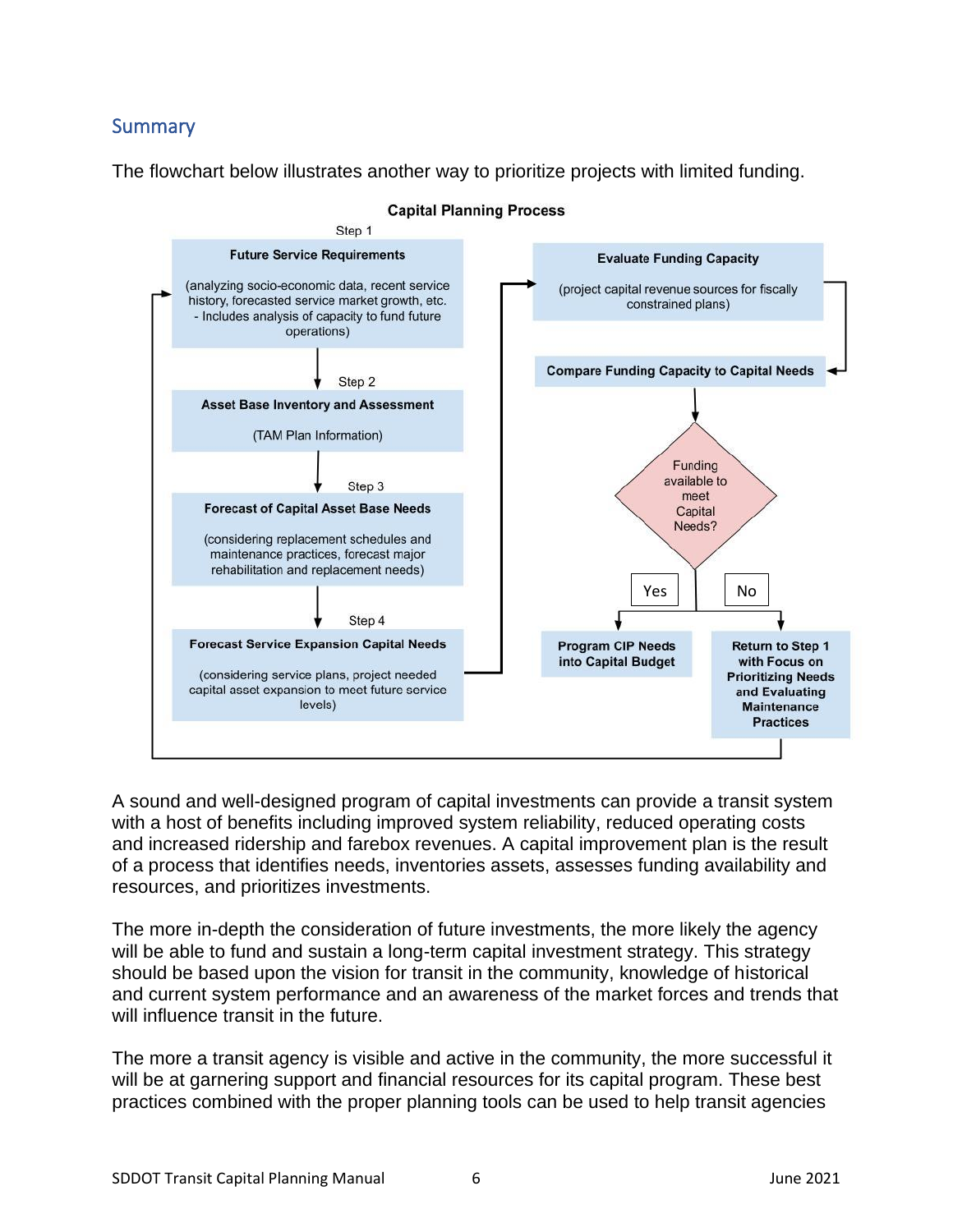## Summary

The flowchart below illustrates another way to prioritize projects with limited funding.

**Capital Planning Process**

Step 1
**Future Service Requirements**
(analyzing socio-economic data, recent service history, forecasted service market growth, etc. - Includes analysis of capacity to fund future operations)

Step 2
**Asset Base Inventory and Assessment**
(TAM Plan Information)

Step 3
**Forecast of Capital Asset Base Needs**
(considering replacement schedules and maintenance practices, forecast major rehabilitation and replacement needs)

Step 4
**Forecast Service Expansion Capital Needs**
(considering service plans, project needed capital asset expansion to meet future service levels)

**Evaluate Funding Capacity**
(project capital revenue sources for fiscally constrained plans)

**Compare Funding Capacity to Capital Needs**

Funding available to meet Capital Needs?

Yes → **Program CIP Needs into Capital Budget**

No → **Return to Step 1 with Focus on Prioritizing Needs and Evaluating Maintenance Practices**

A sound and well-designed program of capital investments can provide a transit system with a host of benefits including improved system reliability, reduced operating costs and increased ridership and farebox revenues. A capital improvement plan is the result of a process that identifies needs, inventories assets, assesses funding availability and resources, and prioritizes investments.

The more in-depth the consideration of future investments, the more likely the agency will be able to fund and sustain a long-term capital investment strategy. This strategy should be based upon the vision for transit in the community, knowledge of historical and current system performance and an awareness of the market forces and trends that will influence transit in the future.

The more a transit agency is visible and active in the community, the more successful it will be at garnering support and financial resources for its capital program. These best practices combined with the proper planning tools can be used to help transit agencies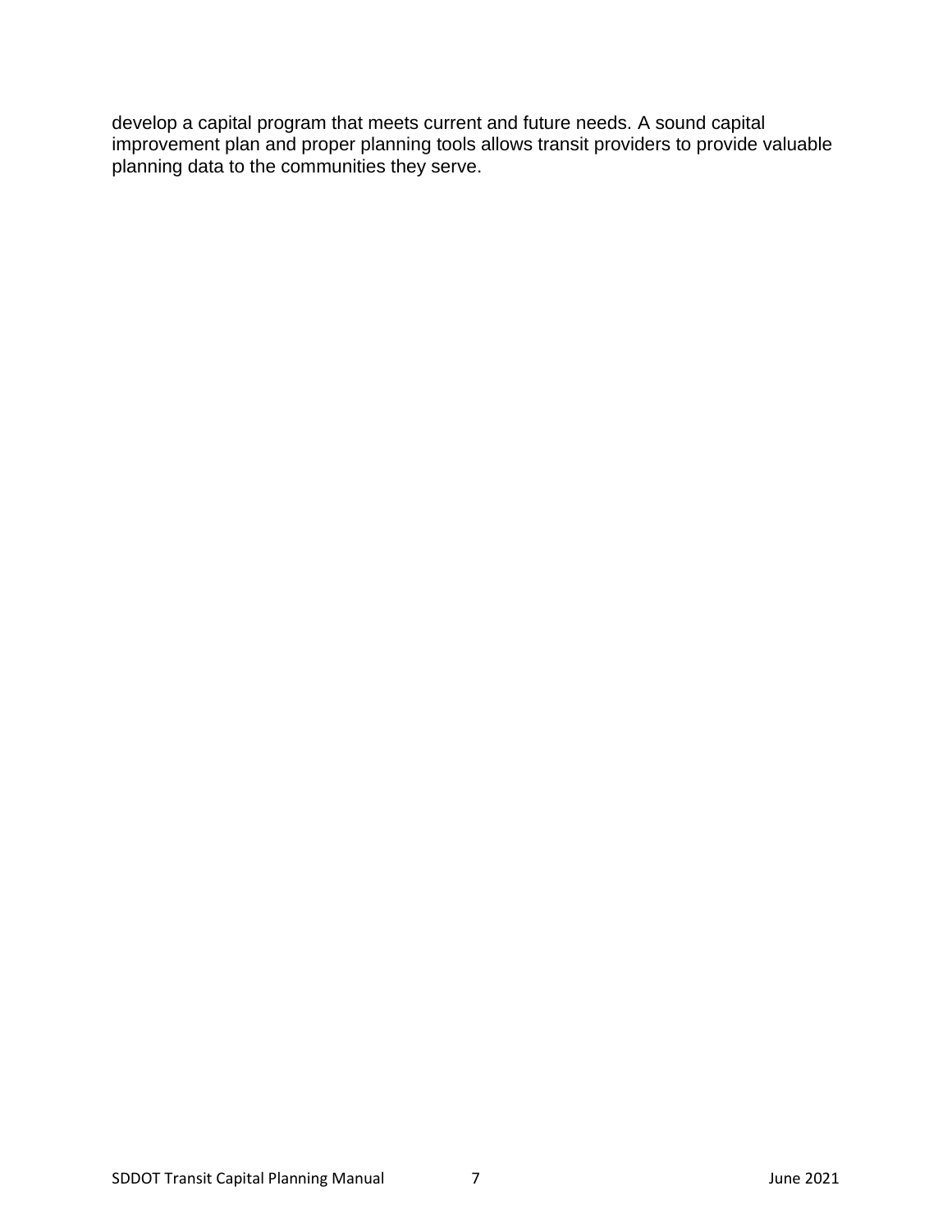develop a capital program that meets current and future needs. A sound capital improvement plan and proper planning tools allows transit providers to provide valuable planning data to the communities they serve.